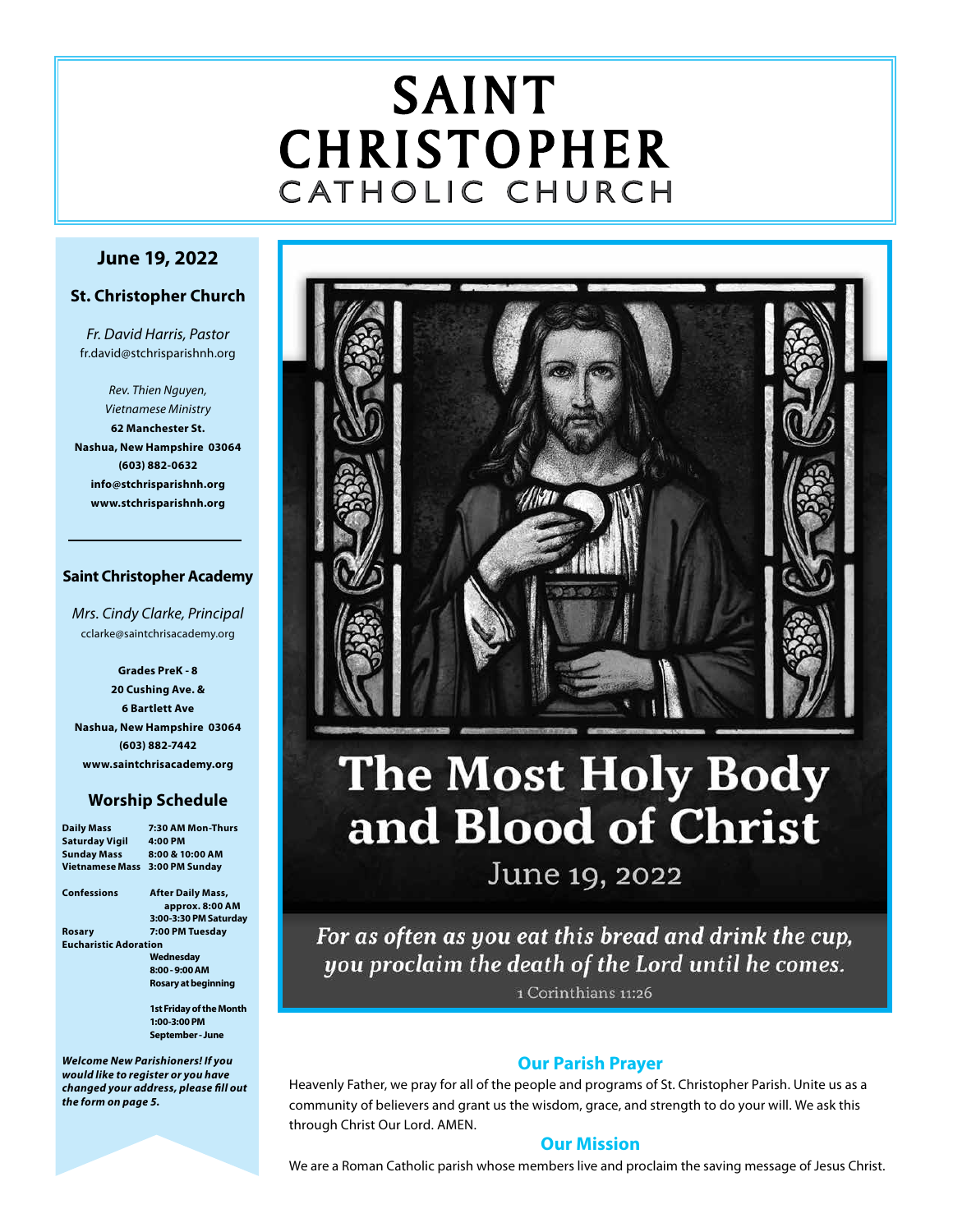# SAINT CHRISTOPHER
## CATHOLIC CHURCH

**June 19, 2022**

### St. Christopher Church

*Fr. David Harris, Pastor*
fr.david@stchrisparishnh.org

*Rev. Thien Nguyen,*
*Vietnamese Ministry*
**62 Manchester St.**
**Nashua, New Hampshire 03064**
**(603) 882-0632**
**info@stchrisparishnh.org**
**www.stchrisparishnh.org**

### Saint Christopher Academy

*Mrs. Cindy Clarke, Principal*
cclarke@saintchrisacademy.org

**Grades PreK - 8**
**20 Cushing Ave. &**
**6 Bartlett Ave**
**Nashua, New Hampshire 03064**
**(603) 882-7442**
**www.saintchrisacademy.org**

### Worship Schedule

| | |
|---|---|
| **Daily Mass** | **7:30 AM Mon-Thurs** |
| **Saturday Vigil** | **4:00 PM** |
| **Sunday Mass** | **8:00 & 10:00 AM** |
| **Vietnamese Mass** | **3:00 PM Sunday** |
| **Confessions** | **After Daily Mass, approx. 8:00 AM** |
| | **3:00-3:30 PM Saturday** |
| **Rosary** | **7:00 PM Tuesday** |
| **Eucharistic Adoration** | **Wednesday 8:00 - 9:00 AM Rosary at beginning** |
| | **1st Friday of the Month 1:00-3:00 PM September - June** |

***Welcome New Parishioners! If you would like to register or you have changed your address, please fill out the form on page 5.***

# The Most Holy Body and Blood of Christ

June 19, 2022

*For as often as you eat this bread and drink the cup, you proclaim the death of the Lord until he comes.*

1 Corinthians 11:26

### Our Parish Prayer

Heavenly Father, we pray for all of the people and programs of St. Christopher Parish. Unite us as a community of believers and grant us the wisdom, grace, and strength to do your will. We ask this through Christ Our Lord. AMEN.

### Our Mission

We are a Roman Catholic parish whose members live and proclaim the saving message of Jesus Christ.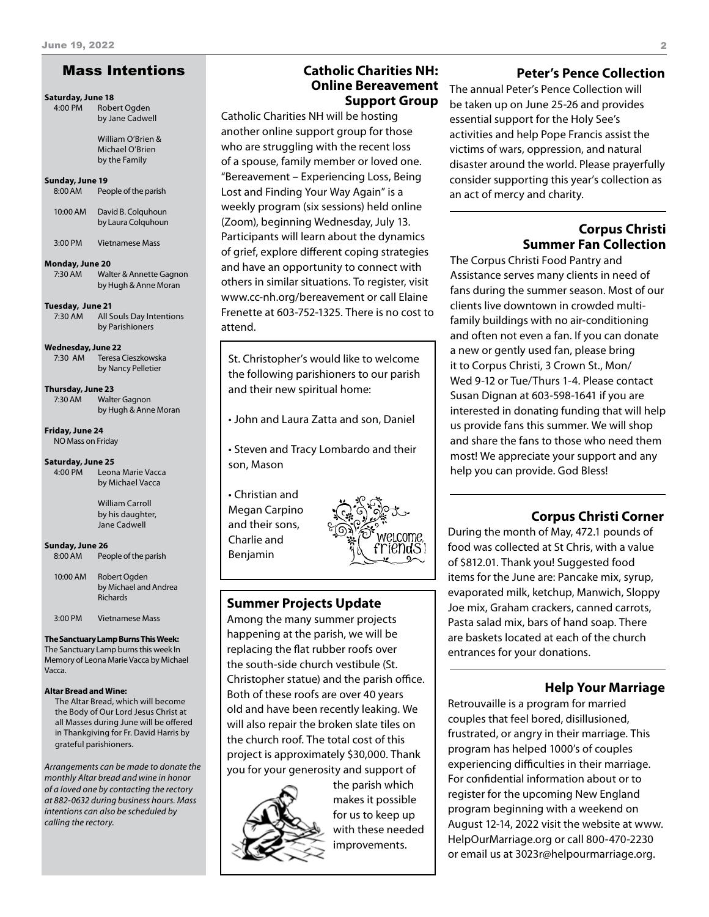## Mass Intentions

**Saturday, June 18**

4:00 PM Robert Ogden by Jane Cadwell

William O'Brien & Michael O'Brien by the Family

**Sunday, June 19**

8:00 AM People of the parish

10:00 AM David B. Colquhoun by Laura Colquhoun

3:00 PM Vietnamese Mass

**Monday, June 20**

7:30 AM Walter & Annette Gagnon by Hugh & Anne Moran

**Tuesday, June 21**

7:30 AM All Souls Day Intentions by Parishioners

**Wednesday, June 22**

7:30 AM Teresa Cieszkowska by Nancy Pelletier

**Thursday, June 23**

7:30 AM Walter Gagnon by Hugh & Anne Moran

**Friday, June 24**

NO Mass on Friday

**Saturday, June 25**

4:00 PM Leona Marie Vacca by Michael Vacca

William Carroll by his daughter, Jane Cadwell

**Sunday, June 26**

8:00 AM People of the parish

10:00 AM Robert Ogden by Michael and Andrea Richards

3:00 PM Vietnamese Mass

**The Sanctuary Lamp Burns This Week:** The Sanctuary Lamp burns this week In Memory of Leona Marie Vacca by Michael Vacca.

**Altar Bread and Wine:**
The Altar Bread, which will become the Body of Our Lord Jesus Christ at all Masses during June will be offered in Thankgiving for Fr. David Harris by grateful parishioners.

*Arrangements can be made to donate the monthly Altar bread and wine in honor of a loved one by contacting the rectory at 882-0632 during business hours. Mass intentions can also be scheduled by calling the rectory.*

## Catholic Charities NH: Online Bereavement Support Group

Catholic Charities NH will be hosting another online support group for those who are struggling with the recent loss of a spouse, family member or loved one. "Bereavement – Experiencing Loss, Being Lost and Finding Your Way Again" is a weekly program (six sessions) held online (Zoom), beginning Wednesday, July 13. Participants will learn about the dynamics of grief, explore different coping strategies and have an opportunity to connect with others in similar situations. To register, visit www.cc-nh.org/bereavement or call Elaine Frenette at 603-752-1325. There is no cost to attend.

St. Christopher's would like to welcome the following parishioners to our parish and their new spiritual home:

- John and Laura Zatta and son, Daniel
- Steven and Tracy Lombardo and their son, Mason
- Christian and Megan Carpino and their sons, Charlie and Benjamin

### Summer Projects Update

Among the many summer projects happening at the parish, we will be replacing the flat rubber roofs over the south-side church vestibule (St. Christopher statue) and the parish office. Both of these roofs are over 40 years old and have been recently leaking. We will also repair the broken slate tiles on the church roof. The total cost of this project is approximately $30,000. Thank you for your generosity and support of the parish which makes it possible for us to keep up with these needed improvements.

## Peter's Pence Collection

The annual Peter's Pence Collection will be taken up on June 25-26 and provides essential support for the Holy See's activities and help Pope Francis assist the victims of wars, oppression, and natural disaster around the world. Please prayerfully consider supporting this year's collection as an act of mercy and charity.

## Corpus Christi Summer Fan Collection

The Corpus Christi Food Pantry and Assistance serves many clients in need of fans during the summer season. Most of our clients live downtown in crowded multi-family buildings with no air-conditioning and often not even a fan. If you can donate a new or gently used fan, please bring it to Corpus Christi, 3 Crown St., Mon/Wed 9-12 or Tue/Thurs 1-4. Please contact Susan Dignan at 603-598-1641 if you are interested in donating funding that will help us provide fans this summer. We will shop and share the fans to those who need them most! We appreciate your support and any help you can provide. God Bless!

## Corpus Christi Corner

During the month of May, 472.1 pounds of food was collected at St Chris, with a value of $812.01. Thank you! Suggested food items for the June are: Pancake mix, syrup, evaporated milk, ketchup, Manwich, Sloppy Joe mix, Graham crackers, canned carrots, Pasta salad mix, bars of hand soap. There are baskets located at each of the church entrances for your donations.

## Help Your Marriage

Retrouvaille is a program for married couples that feel bored, disillusioned, frustrated, or angry in their marriage. This program has helped 1000's of couples experiencing difficulties in their marriage. For confidential information about or to register for the upcoming New England program beginning with a weekend on August 12-14, 2022 visit the website at www.HelpOurMarriage.org or call 800-470-2230 or email us at 3023r@helpourmarriage.org.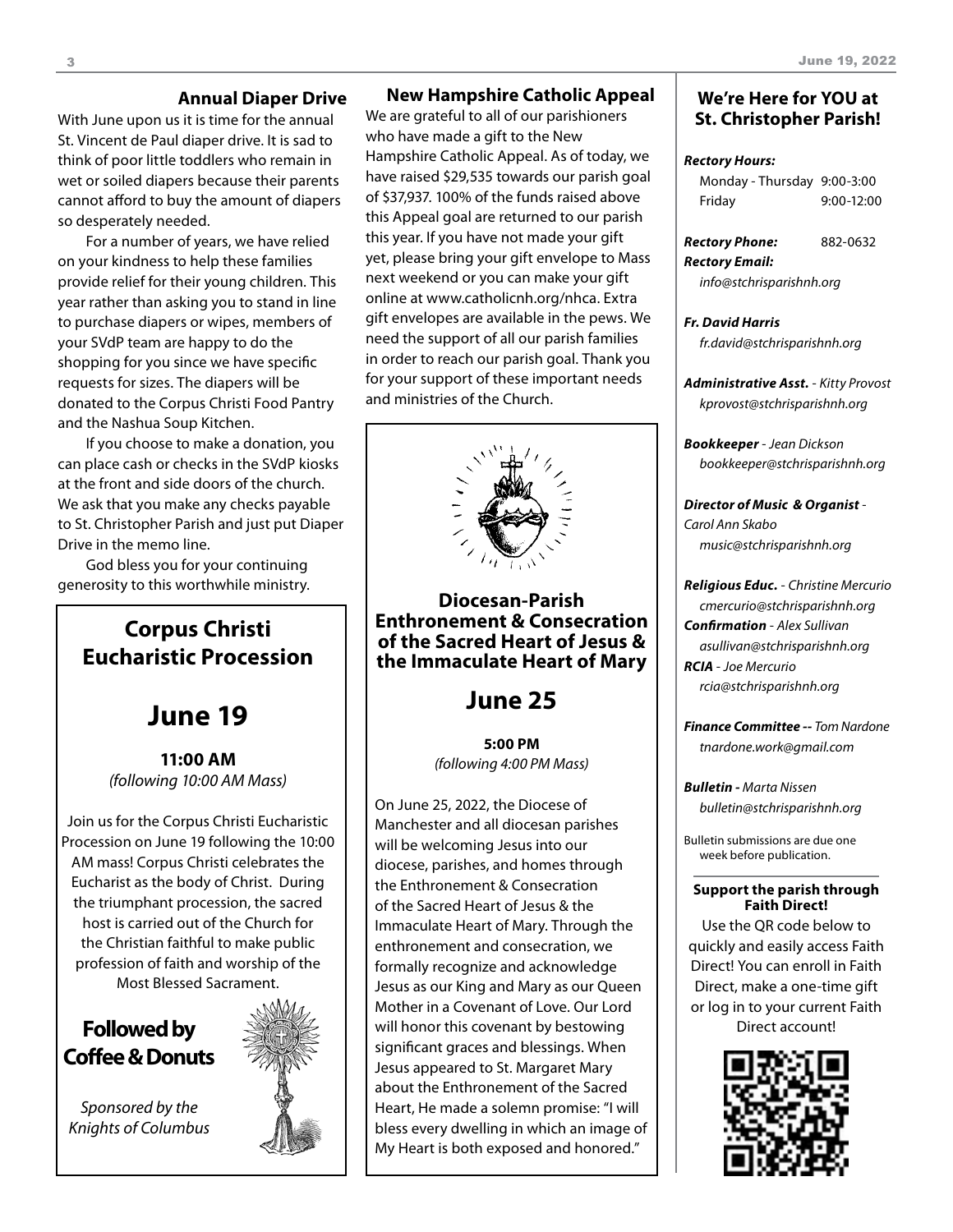## Annual Diaper Drive

With June upon us it is time for the annual St. Vincent de Paul diaper drive. It is sad to think of poor little toddlers who remain in wet or soiled diapers because their parents cannot afford to buy the amount of diapers so desperately needed.

For a number of years, we have relied on your kindness to help these families provide relief for their young children. This year rather than asking you to stand in line to purchase diapers or wipes, members of your SVdP team are happy to do the shopping for you since we have specific requests for sizes. The diapers will be donated to the Corpus Christi Food Pantry and the Nashua Soup Kitchen.

If you choose to make a donation, you can place cash or checks in the SVdP kiosks at the front and side doors of the church. We ask that you make any checks payable to St. Christopher Parish and just put Diaper Drive in the memo line.

God bless you for your continuing generosity to this worthwhile ministry.

## Corpus Christi Eucharistic Procession

# June 19

**11:00 AM**

*(following 10:00 AM Mass)*

Join us for the Corpus Christi Eucharistic Procession on June 19 following the 10:00 AM mass! Corpus Christi celebrates the Eucharist as the body of Christ. During the triumphant procession, the sacred host is carried out of the Church for the Christian faithful to make public profession of faith and worship of the Most Blessed Sacrament.

**Followed by Coffee & Donuts**

*Sponsored by the Knights of Columbus*

## New Hampshire Catholic Appeal

We are grateful to all of our parishioners who have made a gift to the New Hampshire Catholic Appeal. As of today, we have raised $29,535 towards our parish goal of $37,937. 100% of the funds raised above this Appeal goal are returned to our parish this year. If you have not made your gift yet, please bring your gift envelope to Mass next weekend or you can make your gift online at www.catholicnh.org/nhca. Extra gift envelopes are available in the pews. We need the support of all our parish families in order to reach our parish goal. Thank you for your support of these important needs and ministries of the Church.

## Diocesan-Parish Enthronement & Consecration of the Sacred Heart of Jesus & the Immaculate Heart of Mary

# June 25

**5:00 PM**

*(following 4:00 PM Mass)*

On June 25, 2022, the Diocese of Manchester and all diocesan parishes will be welcoming Jesus into our diocese, parishes, and homes through the Enthronement & Consecration of the Sacred Heart of Jesus & the Immaculate Heart of Mary. Through the enthronement and consecration, we formally recognize and acknowledge Jesus as our King and Mary as our Queen Mother in a Covenant of Love. Our Lord will honor this covenant by bestowing significant graces and blessings. When Jesus appeared to St. Margaret Mary about the Enthronement of the Sacred Heart, He made a solemn promise: "I will bless every dwelling in which an image of My Heart is both exposed and honored."

## We're Here for YOU at St. Christopher Parish!

***Rectory Hours:***

Monday - Thursday 9:00-3:00
Friday 9:00-12:00

***Rectory Phone:*** 882-0632

***Rectory Email:***
*info@stchrisparishnh.org*

***Fr. David Harris***
*fr.david@stchrisparishnh.org*

***Administrative Asst.*** *- Kitty Provost*
*kprovost@stchrisparishnh.org*

***Bookkeeper*** *- Jean Dickson*
*bookkeeper@stchrisparishnh.org*

***Director of Music & Organist*** *- Carol Ann Skabo*
*music@stchrisparishnh.org*

***Religious Educ.*** *- Christine Mercurio*
*cmercurio@stchrisparishnh.org*

***Confirmation*** *- Alex Sullivan*
*asullivan@stchrisparishnh.org*

***RCIA*** *- Joe Mercurio*
*rcia@stchrisparishnh.org*

***Finance Committee --*** *Tom Nardone*
*tnardone.work@gmail.com*

***Bulletin -*** *Marta Nissen*
*bulletin@stchrisparishnh.org*

Bulletin submissions are due one week before publication.

**Support the parish through Faith Direct!**

Use the QR code below to quickly and easily access Faith Direct! You can enroll in Faith Direct, make a one-time gift or log in to your current Faith Direct account!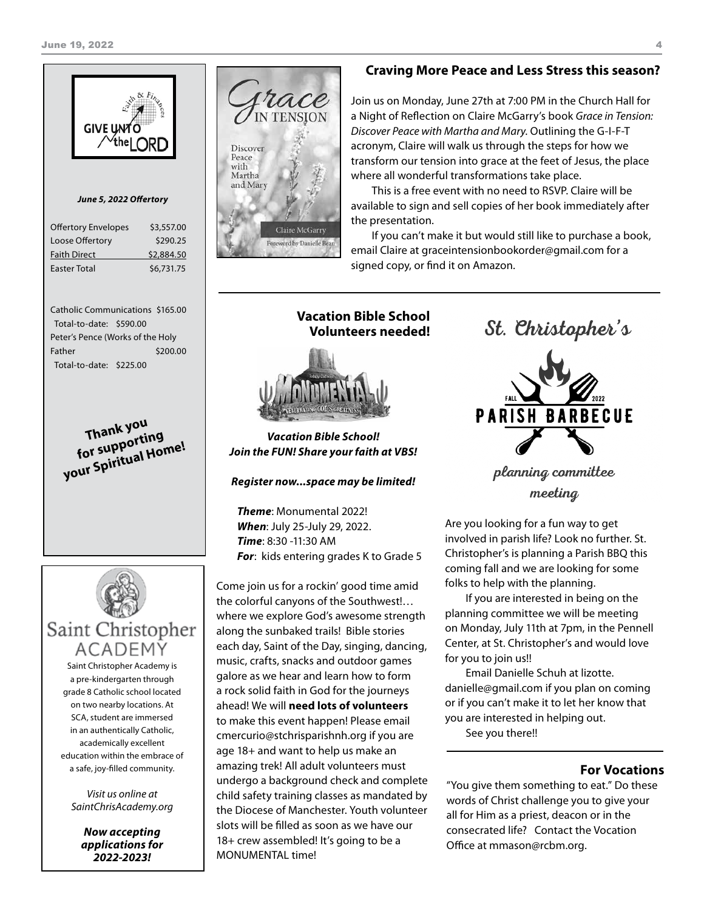GIVE UNTO the LORD — Faith & Finances

*June 5, 2022 Offertory*

| | |
|---|---|
| Offertory Envelopes | $3,557.00 |
| Loose Offertory | $290.25 |
| Faith Direct | $2,884.50 |
| Easter Total | $6,731.75 |

Catholic Communications $165.00
Total-to-date: $590.00
Peter's Pence (Works of the Holy Father $200.00
Total-to-date: $225.00

**Thank you for supporting your Spiritual Home!**

# Saint Christopher ACADEMY

Saint Christopher Academy is a pre-kindergarten through grade 8 Catholic school located on two nearby locations. At SCA, student are immersed in an authentically Catholic, academically excellent education within the embrace of a safe, joy-filled community.

*Visit us online at SaintChrisAcademy.org*

***Now accepting applications for 2022-2023!***

## Craving More Peace and Less Stress this season?

Join us on Monday, June 27th at 7:00 PM in the Church Hall for a Night of Reflection on Claire McGarry's book *Grace in Tension: Discover Peace with Martha and Mary.* Outlining the G-I-F-T acronym, Claire will walk us through the steps for how we transform our tension into grace at the feet of Jesus, the place where all wonderful transformations take place.

This is a free event with no need to RSVP. Claire will be available to sign and sell copies of her book immediately after the presentation.

If you can't make it but would still like to purchase a book, email Claire at graceintensionbookorder@gmail.com for a signed copy, or find it on Amazon.

## Vacation Bible School Volunteers needed!

***Vacation Bible School!***
***Join the FUN! Share your faith at VBS!***

***Register now...space may be limited!***

***Theme***: Monumental 2022!
***When***: July 25-July 29, 2022.
***Time***: 8:30 -11:30 AM
***For***: kids entering grades K to Grade 5

Come join us for a rockin' good time amid the colorful canyons of the Southwest!… where we explore God's awesome strength along the sunbaked trails! Bible stories each day, Saint of the Day, singing, dancing, music, crafts, snacks and outdoor games galore as we hear and learn how to form a rock solid faith in God for the journeys ahead! We will **need lots of volunteers** to make this event happen! Please email cmercurio@stchrisparishnh.org if you are age 18+ and want to help us make an amazing trek! All adult volunteers must undergo a background check and complete child safety training classes as mandated by the Diocese of Manchester. Youth volunteer slots will be filled as soon as we have our 18+ crew assembled! It's going to be a MONUMENTAL time!

## St. Christopher's Fall 2022 Parish Barbecue planning committee meeting

Are you looking for a fun way to get involved in parish life? Look no further. St. Christopher's is planning a Parish BBQ this coming fall and we are looking for some folks to help with the planning.

If you are interested in being on the planning committee we will be meeting on Monday, July 11th at 7pm, in the Pennell Center, at St. Christopher's and would love for you to join us!!

Email Danielle Schuh at lizotte.danielle@gmail.com if you plan on coming or if you can't make it to let her know that you are interested in helping out.

See you there!!

## For Vocations

"You give them something to eat." Do these words of Christ challenge you to give your all for Him as a priest, deacon or in the consecrated life? Contact the Vocation Office at mmason@rcbm.org.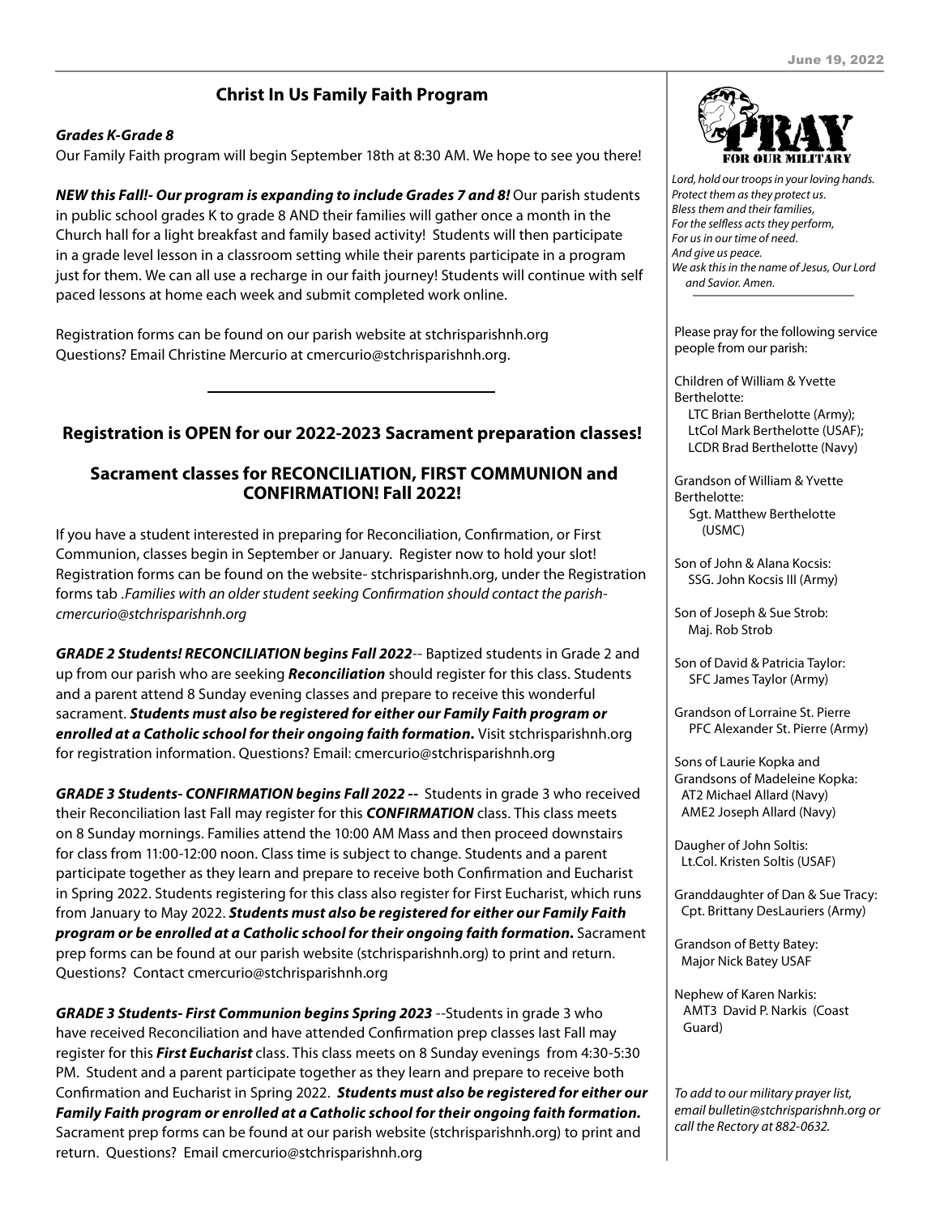## Christ In Us Family Faith Program

***Grades K-Grade 8***

Our Family Faith program will begin September 18th at 8:30 AM. We hope to see you there!

***NEW this Fall!- Our program is expanding to include Grades 7 and 8!*** Our parish students in public school grades K to grade 8 AND their families will gather once a month in the Church hall for a light breakfast and family based activity! Students will then participate in a grade level lesson in a classroom setting while their parents participate in a program just for them. We can all use a recharge in our faith journey! Students will continue with self paced lessons at home each week and submit completed work online.

Registration forms can be found on our parish website at stchrisparishnh.org
Questions? Email Christine Mercurio at cmercurio@stchrisparishnh.org.

---

## Registration is OPEN for our 2022-2023 Sacrament preparation classes!

### Sacrament classes for RECONCILIATION, FIRST COMMUNION and CONFIRMATION! Fall 2022!

If you have a student interested in preparing for Reconciliation, Confirmation, or First Communion, classes begin in September or January. Register now to hold your slot! Registration forms can be found on the website- stchrisparishnh.org, under the Registration forms tab .*Families with an older student seeking Confirmation should contact the parish- cmercurio@stchrisparishnh.org*

***GRADE 2 Students! RECONCILIATION begins Fall 2022***-- Baptized students in Grade 2 and up from our parish who are seeking ***Reconciliation*** should register for this class. Students and a parent attend 8 Sunday evening classes and prepare to receive this wonderful sacrament. ***Students must also be registered for either our Family Faith program or enrolled at a Catholic school for their ongoing faith formation.*** Visit stchrisparishnh.org for registration information. Questions? Email: cmercurio@stchrisparishnh.org

***GRADE 3 Students- CONFIRMATION begins Fall 2022 --*** Students in grade 3 who received their Reconciliation last Fall may register for this ***CONFIRMATION*** class. This class meets on 8 Sunday mornings. Families attend the 10:00 AM Mass and then proceed downstairs for class from 11:00-12:00 noon. Class time is subject to change. Students and a parent participate together as they learn and prepare to receive both Confirmation and Eucharist in Spring 2022. Students registering for this class also register for First Eucharist, which runs from January to May 2022. ***Students must also be registered for either our Family Faith program or be enrolled at a Catholic school for their ongoing faith formation.*** Sacrament prep forms can be found at our parish website (stchrisparishnh.org) to print and return. Questions? Contact cmercurio@stchrisparishnh.org

***GRADE 3 Students- First Communion begins Spring 2023*** --Students in grade 3 who have received Reconciliation and have attended Confirmation prep classes last Fall may register for this ***First Eucharist*** class. This class meets on 8 Sunday evenings from 4:30-5:30 PM. Student and a parent participate together as they learn and prepare to receive both Confirmation and Eucharist in Spring 2022. ***Students must also be registered for either our Family Faith program or enrolled at a Catholic school for their ongoing faith formation.*** Sacrament prep forms can be found at our parish website (stchrisparishnh.org) to print and return. Questions? Email cmercurio@stchrisparishnh.org

---

**PRAY FOR OUR MILITARY**

*Lord, hold our troops in your loving hands.*
*Protect them as they protect us.*
*Bless them and their families,*
*For the selfless acts they perform,*
*For us in our time of need.*
*And give us peace.*
*We ask this in the name of Jesus, Our Lord and Savior. Amen.*

Please pray for the following service people from our parish:

Children of William & Yvette Berthelotte:
LTC Brian Berthelotte (Army);
LtCol Mark Berthelotte (USAF);
LCDR Brad Berthelotte (Navy)

Grandson of William & Yvette Berthelotte:
Sgt. Matthew Berthelotte (USMC)

Son of John & Alana Kocsis:
SSG. John Kocsis III (Army)

Son of Joseph & Sue Strob:
Maj. Rob Strob

Son of David & Patricia Taylor:
SFC James Taylor (Army)

Grandson of Lorraine St. Pierre
PFC Alexander St. Pierre (Army)

Sons of Laurie Kopka and Grandsons of Madeleine Kopka:
AT2 Michael Allard (Navy)
AME2 Joseph Allard (Navy)

Daugher of John Soltis:
Lt.Col. Kristen Soltis (USAF)

Granddaughter of Dan & Sue Tracy:
Cpt. Brittany DesLauriers (Army)

Grandson of Betty Batey:
Major Nick Batey USAF

Nephew of Karen Narkis:
AMT3 David P. Narkis (Coast Guard)

*To add to our military prayer list, email bulletin@stchrisparishnh.org or call the Rectory at 882-0632.*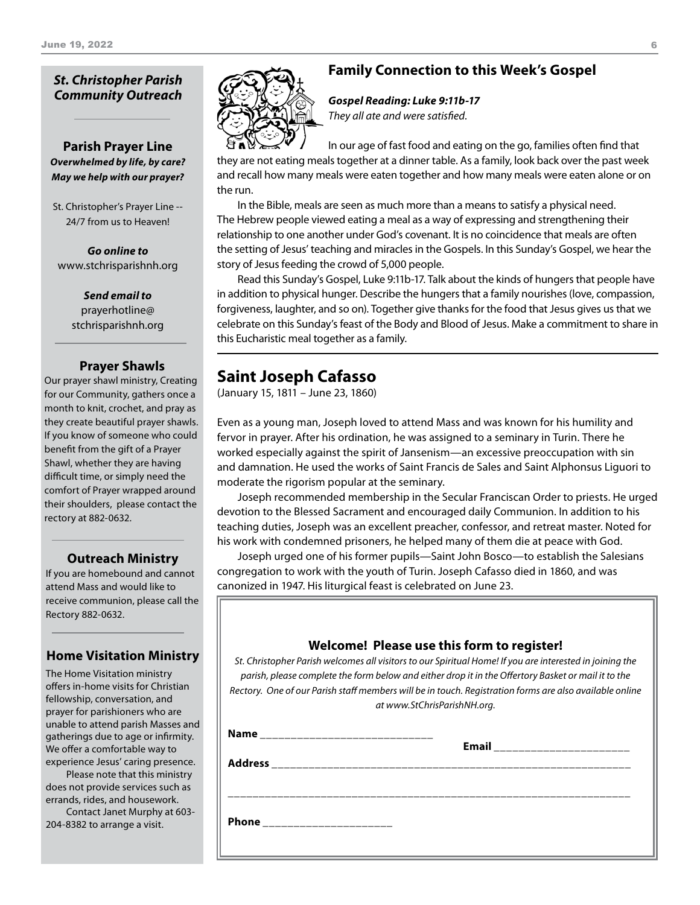## *St. Christopher Parish Community Outreach*

### Parish Prayer Line

***Overwhelmed by life, by care? May we help with our prayer?***

St. Christopher's Prayer Line -- 24/7 from us to Heaven!

***Go online to***
www.stchrisparishnh.org

***Send email to***
prayerhotline@stchrisparishnh.org

### Prayer Shawls

Our prayer shawl ministry, Creating for our Community, gathers once a month to knit, crochet, and pray as they create beautiful prayer shawls. If you know of someone who could benefit from the gift of a Prayer Shawl, whether they are having difficult time, or simply need the comfort of Prayer wrapped around their shoulders, please contact the rectory at 882-0632.

### Outreach Ministry

If you are homebound and cannot attend Mass and would like to receive communion, please call the Rectory 882-0632.

### Home Visitation Ministry

The Home Visitation ministry offers in-home visits for Christian fellowship, conversation, and prayer for parishioners who are unable to attend parish Masses and gatherings due to age or infirmity. We offer a comfortable way to experience Jesus' caring presence.

Please note that this ministry does not provide services such as errands, rides, and housework.

Contact Janet Murphy at 603-204-8382 to arrange a visit.

## Family Connection to this Week's Gospel

***Gospel Reading: Luke 9:11b-17***
*They all ate and were satisfied.*

In our age of fast food and eating on the go, families often find that they are not eating meals together at a dinner table. As a family, look back over the past week and recall how many meals were eaten together and how many meals were eaten alone or on the run.

In the Bible, meals are seen as much more than a means to satisfy a physical need. The Hebrew people viewed eating a meal as a way of expressing and strengthening their relationship to one another under God's covenant. It is no coincidence that meals are often the setting of Jesus' teaching and miracles in the Gospels. In this Sunday's Gospel, we hear the story of Jesus feeding the crowd of 5,000 people.

Read this Sunday's Gospel, Luke 9:11b-17. Talk about the kinds of hungers that people have in addition to physical hunger. Describe the hungers that a family nourishes (love, compassion, forgiveness, laughter, and so on). Together give thanks for the food that Jesus gives us that we celebrate on this Sunday's feast of the Body and Blood of Jesus. Make a commitment to share in this Eucharistic meal together as a family.

## Saint Joseph Cafasso

(January 15, 1811 – June 23, 1860)

Even as a young man, Joseph loved to attend Mass and was known for his humility and fervor in prayer. After his ordination, he was assigned to a seminary in Turin. There he worked especially against the spirit of Jansenism—an excessive preoccupation with sin and damnation. He used the works of Saint Francis de Sales and Saint Alphonsus Liguori to moderate the rigorism popular at the seminary.

Joseph recommended membership in the Secular Franciscan Order to priests. He urged devotion to the Blessed Sacrament and encouraged daily Communion. In addition to his teaching duties, Joseph was an excellent preacher, confessor, and retreat master. Noted for his work with condemned prisoners, he helped many of them die at peace with God.

Joseph urged one of his former pupils—Saint John Bosco—to establish the Salesians congregation to work with the youth of Turin. Joseph Cafasso died in 1860, and was canonized in 1947. His liturgical feast is celebrated on June 23.

### Welcome! Please use this form to register!

*St. Christopher Parish welcomes all visitors to our Spiritual Home! If you are interested in joining the parish, please complete the form below and either drop it in the Offertory Basket or mail it to the Rectory. One of our Parish staff members will be in touch. Registration forms are also available online at www.StChrisParishNH.org.*

**Name** ______________________________ **Email** _______________________

**Address** ______________________________________________________________

_____________________________________________________________________

**Phone** ______________________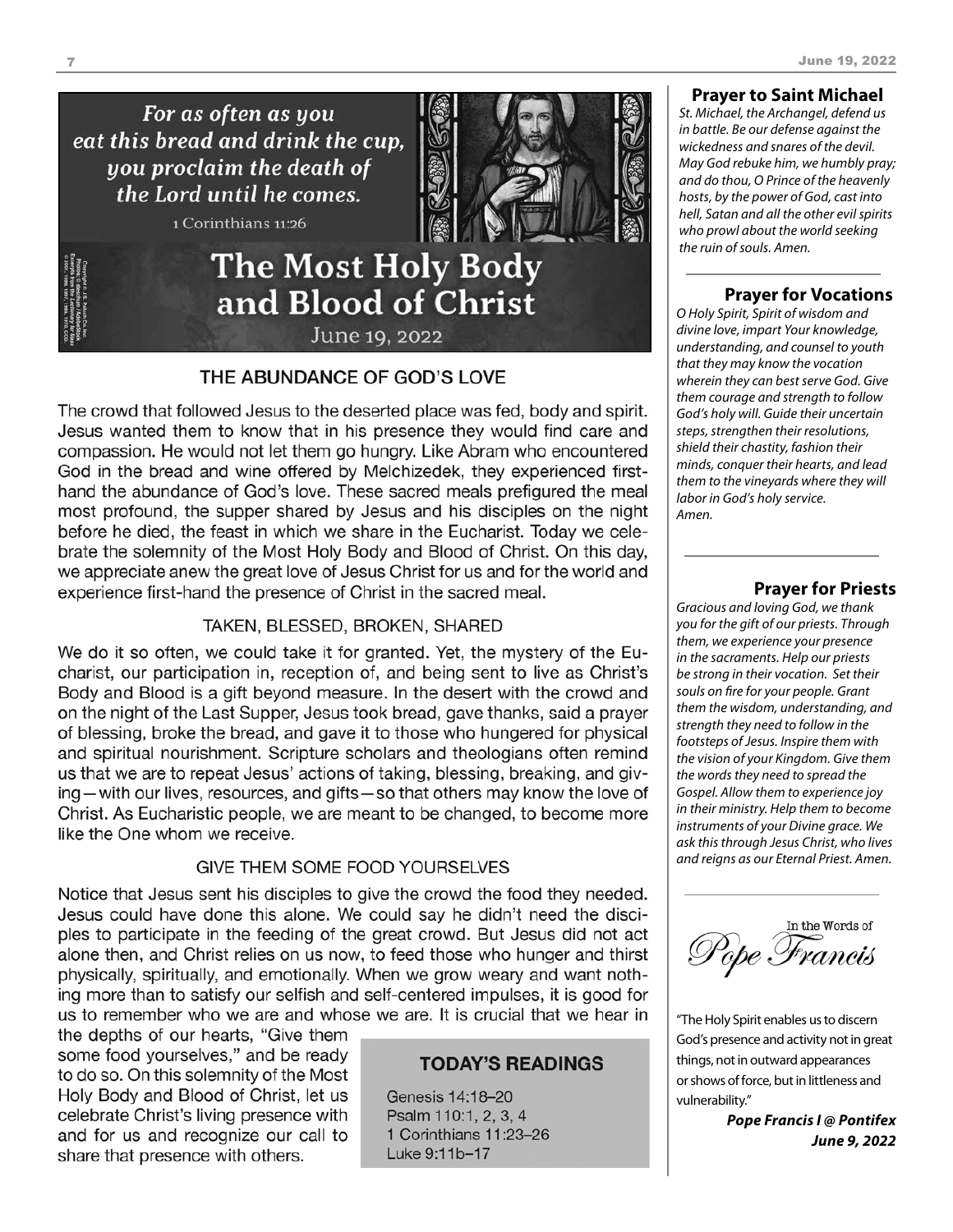*For as often as you eat this bread and drink the cup, you proclaim the death of the Lord until he comes.*

1 Corinthians 11:26

# The Most Holy Body and Blood of Christ

June 19, 2022

Copyright © J.S. Paluch Co., Inc. Photo © BlessedLife / Shutterstock. Excerpts from the Lectionary for Mass © 2001, 1998, 1997, 1986, 1970 CCD.

## THE ABUNDANCE OF GOD'S LOVE

The crowd that followed Jesus to the deserted place was fed, body and spirit. Jesus wanted them to know that in his presence they would find care and compassion. He would not let them go hungry. Like Abram who encountered God in the bread and wine offered by Melchizedek, they experienced first-hand the abundance of God's love. These sacred meals prefigured the meal most profound, the supper shared by Jesus and his disciples on the night before he died, the feast in which we share in the Eucharist. Today we celebrate the solemnity of the Most Holy Body and Blood of Christ. On this day, we appreciate anew the great love of Jesus Christ for us and for the world and experience first-hand the presence of Christ in the sacred meal.

## TAKEN, BLESSED, BROKEN, SHARED

We do it so often, we could take it for granted. Yet, the mystery of the Eucharist, our participation in, reception of, and being sent to live as Christ's Body and Blood is a gift beyond measure. In the desert with the crowd and on the night of the Last Supper, Jesus took bread, gave thanks, said a prayer of blessing, broke the bread, and gave it to those who hungered for physical and spiritual nourishment. Scripture scholars and theologians often remind us that we are to repeat Jesus' actions of taking, blessing, breaking, and giving—with our lives, resources, and gifts—so that others may know the love of Christ. As Eucharistic people, we are meant to be changed, to become more like the One whom we receive.

## GIVE THEM SOME FOOD YOURSELVES

Notice that Jesus sent his disciples to give the crowd the food they needed. Jesus could have done this alone. We could say he didn't need the disciples to participate in the feeding of the great crowd. But Jesus did not act alone then, and Christ relies on us now, to feed those who hunger and thirst physically, spiritually, and emotionally. When we grow weary and want nothing more than to satisfy our selfish and self-centered impulses, it is good for us to remember who we are and whose we are. It is crucial that we hear in the depths of our hearts, "Give them some food yourselves," and be ready to do so. On this solemnity of the Most Holy Body and Blood of Christ, let us celebrate Christ's living presence with and for us and recognize our call to share that presence with others.

## TODAY'S READINGS

Genesis 14:18–20
Psalm 110:1, 2, 3, 4
1 Corinthians 11:23–26
Luke 9:11b–17

## Prayer to Saint Michael

*St. Michael, the Archangel, defend us in battle. Be our defense against the wickedness and snares of the devil. May God rebuke him, we humbly pray; and do thou, O Prince of the heavenly hosts, by the power of God, cast into hell, Satan and all the other evil spirits who prowl about the world seeking the ruin of souls. Amen.*

## Prayer for Vocations

*O Holy Spirit, Spirit of wisdom and divine love, impart Your knowledge, understanding, and counsel to youth that they may know the vocation wherein they can best serve God. Give them courage and strength to follow God's holy will. Guide their uncertain steps, strengthen their resolutions, shield their chastity, fashion their minds, conquer their hearts, and lead them to the vineyards where they will labor in God's holy service. Amen.*

## Prayer for Priests

*Gracious and loving God, we thank you for the gift of our priests. Through them, we experience your presence in the sacraments. Help our priests be strong in their vocation. Set their souls on fire for your people. Grant them the wisdom, understanding, and strength they need to follow in the footsteps of Jesus. Inspire them with the vision of your Kingdom. Give them the words they need to spread the Gospel. Allow them to experience joy in their ministry. Help them to become instruments of your Divine grace. We ask this through Jesus Christ, who lives and reigns as our Eternal Priest. Amen.*

## In the Words of Pope Francis

"The Holy Spirit enables us to discern God's presence and activity not in great things, not in outward appearances or shows of force, but in littleness and vulnerability."

***Pope Francis I @ Pontifex***
***June 9, 2022***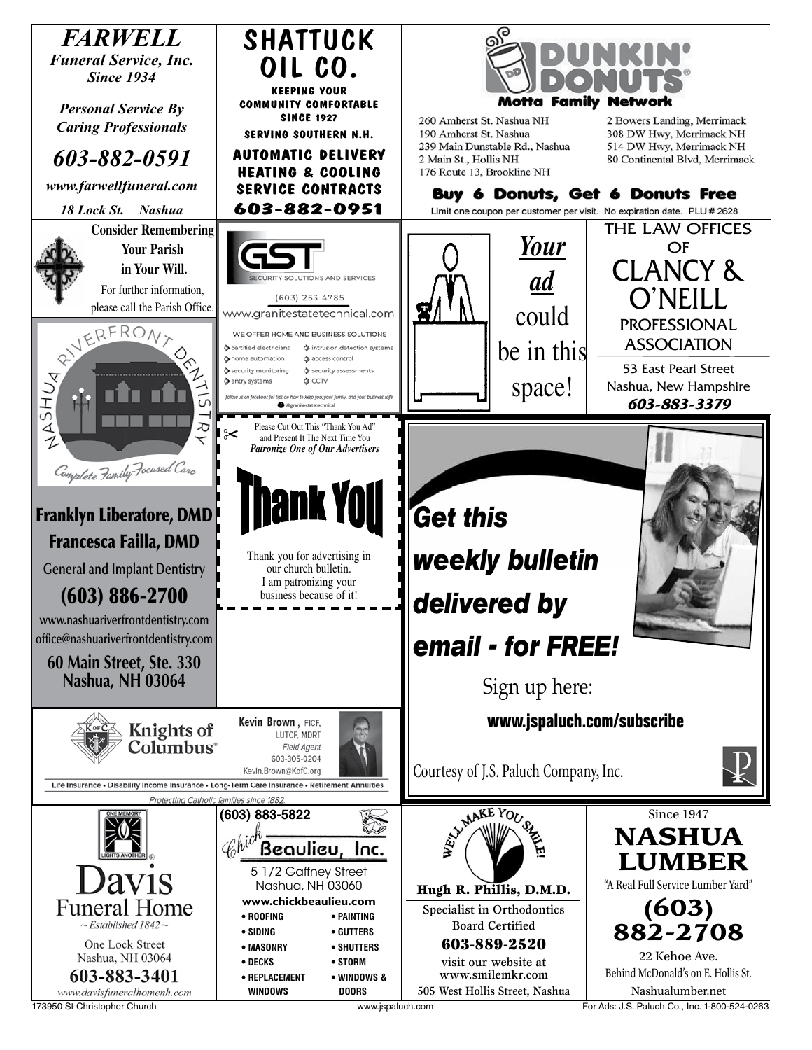**FARWELL**
*Funeral Service, Inc.*
*Since 1934*

*Personal Service By Caring Professionals*

*603-882-0591*

*www.farwellfuneral.com*

*18 Lock St. Nashua*

**SHATTUCK OIL CO.**

KEEPING YOUR COMMUNITY COMFORTABLE SINCE 1927

SERVING SOUTHERN N.H.

AUTOMATIC DELIVERY
HEATING & COOLING
SERVICE CONTRACTS

**603-882-0951**

**DUNKIN' DONUTS**
**Motta Family Network**

260 Amherst St. Nashua NH
190 Amherst St. Nashua
239 Main Dunstable Rd., Nashua
2 Main St., Hollis NH
176 Route 13, Brookline NH
2 Bowers Landing, Merrimack
308 DW Hwy, Merrimack NH
514 DW Hwy, Merrimack NH
80 Continental Blvd, Merrimack

**Buy 6 Donuts, Get 6 Donuts Free**

Limit one coupon per customer per visit. No expiration date. PLU # 2628

**Consider Remembering Your Parish in Your Will.**
For further information, please call the Parish Office.

**GST**
SECURITY SOLUTIONS AND SERVICES
(603) 263 4785
www.granitestatetechnical.com

WE OFFER HOME AND BUSINESS SOLUTIONS
- certified electricians
- intrusion detection systems
- home automation
- access control
- security monitoring
- security assessments
- entry systems
- CCTV

*follow us on facebook for tips on how to keep you, your family, and your business safe!* @granitestatetechnical

*Your ad* could be in this space!

THE LAW OFFICES OF
**CLANCY & O'NEILL**
PROFESSIONAL ASSOCIATION
53 East Pearl Street
Nashua, New Hampshire
***603-883-3379***

NASHUA RIVERFRONT DENTISTRY
*Complete Family-Focused Care*

**Franklyn Liberatore, DMD**
**Francesca Failla, DMD**
General and Implant Dentistry
**(603) 886-2700**
www.nashuariverfrontdentistry.com
office@nashuariverfrontdentistry.com
**60 Main Street, Ste. 330**
**Nashua, NH 03064**

Please Cut Out This "Thank You Ad" and Present It The Next Time You *Patronize One of Our Advertisers*

**Thank You**

Thank you for advertising in our church bulletin. I am patronizing your business because of it!

***Get this weekly bulletin delivered by email - for FREE!***

Sign up here:
**www.jspaluch.com/subscribe**

Courtesy of J.S. Paluch Company, Inc.

**Knights of Columbus®**
Kevin Brown, FICF, LUTCF, MDRT
*Field Agent*
603-305-0204
Kevin.Brown@KofC.org

Life Insurance • Disability Income Insurance • Long-Term Care Insurance • Retirement Annuities
*Protecting Catholic families since 1882.*

ONE MEMORY LIGHTS ANOTHER®
**Davis Funeral Home**
*~ Established 1842 ~*
One Lock Street
Nashua, NH 03064
**603-883-3401**
*www.davisfuneralhomenh.com*

**(603) 883-5822**
*Chick* **Beaulieu, Inc.**
5 1/2 Gaffney Street
Nashua, NH 03060
**www.chickbeaulieu.com**
- ROOFING
- PAINTING
- SIDING
- GUTTERS
- MASONRY
- SHUTTERS
- DECKS
- STORM
- REPLACEMENT WINDOWS
- WINDOWS & DOORS

WE'LL MAKE YOU SMILE!
**Hugh R. Phillis, D.M.D.**
Specialist in Orthodontics
Board Certified
**603-889-2520**
visit our website at
www.smilemkr.com
505 West Hollis Street, Nashua

Since 1947
**NASHUA LUMBER**
"A Real Full Service Lumber Yard"
**(603) 882-2708**
22 Kehoe Ave.
Behind McDonald's on E. Hollis St.
Nashualumber.net

173950 St Christopher Church | www.jspaluch.com | For Ads: J.S. Paluch Co., Inc. 1-800-524-0263